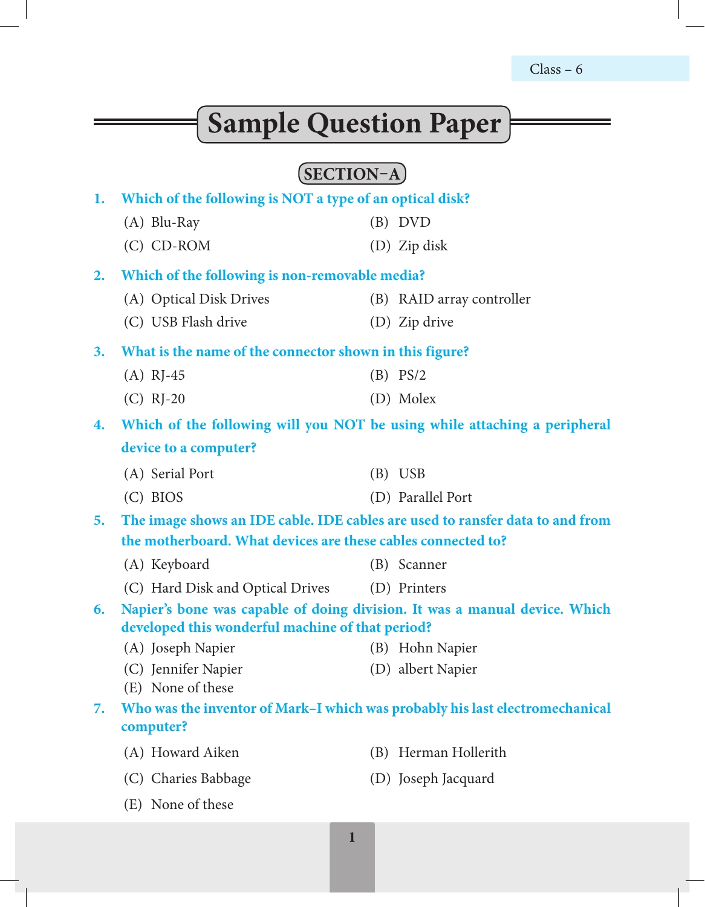Class – 6

# Sample Question Paper

## SECTION–A

**1. Which of the following is NOT a type of an optical disk?**

(A) Blu-Ray
(B) DVD
(C) CD-ROM
(D) Zip disk

**2. Which of the following is non-removable media?**

(A) Optical Disk Drives
(B) RAID array controller
(C) USB Flash drive
(D) Zip drive

**3. What is the name of the connector shown in this figure?**

(A) RJ-45
(B) PS/2
(C) RJ-20
(D) Molex

**4. Which of the following will you NOT be using while attaching a peripheral device to a computer?**

(A) Serial Port
(B) USB
(C) BIOS
(D) Parallel Port

**5. The image shows an IDE cable. IDE cables are used to ransfer data to and from the motherboard. What devices are these cables connected to?**

(A) Keyboard
(B) Scanner
(C) Hard Disk and Optical Drives
(D) Printers

**6. Napier's bone was capable of doing division. It was a manual device. Which developed this wonderful machine of that period?**

(A) Joseph Napier
(B) Hohn Napier
(C) Jennifer Napier
(D) albert Napier
(E) None of these

**7. Who was the inventor of Mark–I which was probably his last electromechanical computer?**

(A) Howard Aiken
(B) Herman Hollerith
(C) Charies Babbage
(D) Joseph Jacquard
(E) None of these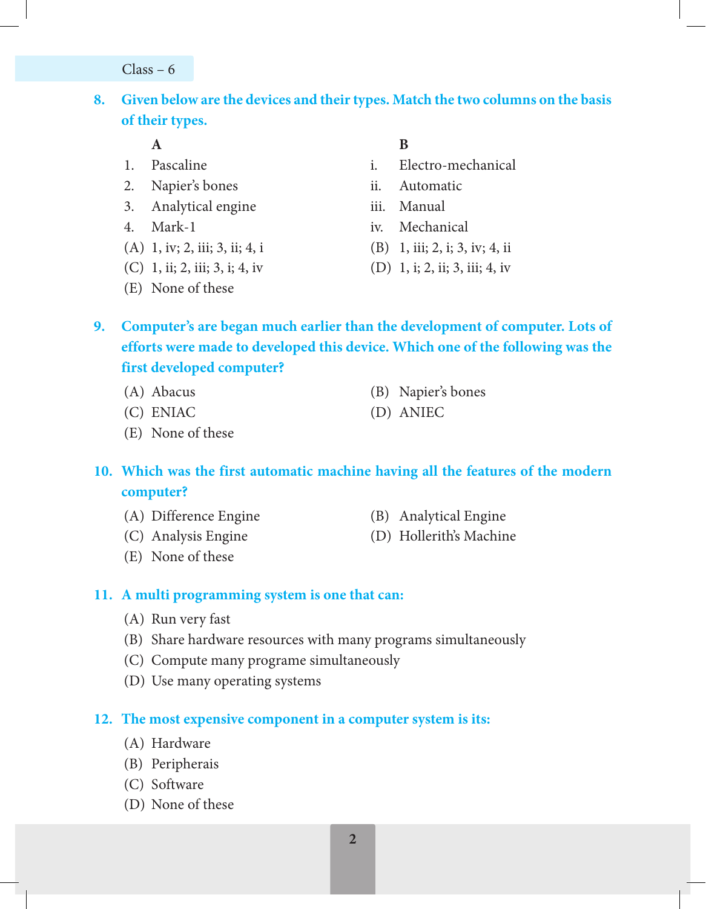**8. Given below are the devices and their types. Match the two columns on the basis of their types.**

| | A | | B |
|---|---|---|---|
| 1. | Pascaline | i. | Electro-mechanical |
| 2. | Napier's bones | ii. | Automatic |
| 3. | Analytical engine | iii. | Manual |
| 4. | Mark-1 | iv. | Mechanical |

(A) 1, iv; 2, iii; 3, ii; 4, i
(B) 1, iii; 2, i; 3, iv; 4, ii
(C) 1, ii; 2, iii; 3, i; 4, iv
(D) 1, i; 2, ii; 3, iii; 4, iv
(E) None of these

**9. Computer's are began much earlier than the development of computer. Lots of efforts were made to developed this device. Which one of the following was the first developed computer?**

(A) Abacus
(B) Napier's bones
(C) ENIAC
(D) ANIEC
(E) None of these

**10. Which was the first automatic machine having all the features of the modern computer?**

(A) Difference Engine
(B) Analytical Engine
(C) Analysis Engine
(D) Hollerith's Machine
(E) None of these

**11. A multi programming system is one that can:**

(A) Run very fast
(B) Share hardware resources with many programs simultaneously
(C) Compute many programe simultaneously
(D) Use many operating systems

**12. The most expensive component in a computer system is its:**

(A) Hardware
(B) Peripherais
(C) Software
(D) None of these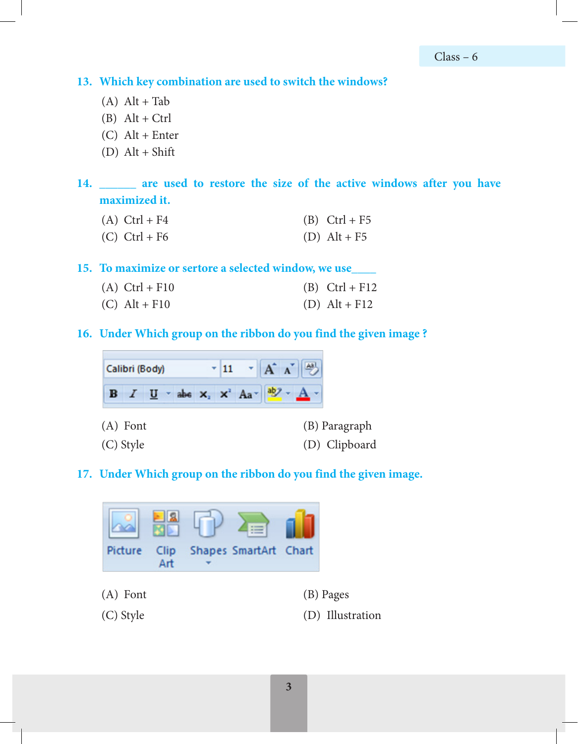13. **Which key combination are used to switch the windows?**

   (A) Alt + Tab
   (B) Alt + Ctrl
   (C) Alt + Enter
   (D) Alt + Shift

14. **______ are used to restore the size of the active windows after you have maximized it.**

   (A) Ctrl + F4 (B) Ctrl + F5
   (C) Ctrl + F6 (D) Alt + F5

15. **To maximize or sertore a selected window, we use____**

   (A) Ctrl + F10 (B) Ctrl + F12
   (C) Alt + F10 (D) Alt + F12

16. **Under Which group on the ribbon do you find the given image ?**

   (A) Font (B) Paragraph
   (C) Style (D) Clipboard

17. **Under Which group on the ribbon do you find the given image.**

   (A) Font (B) Pages
   (C) Style (D) Illustration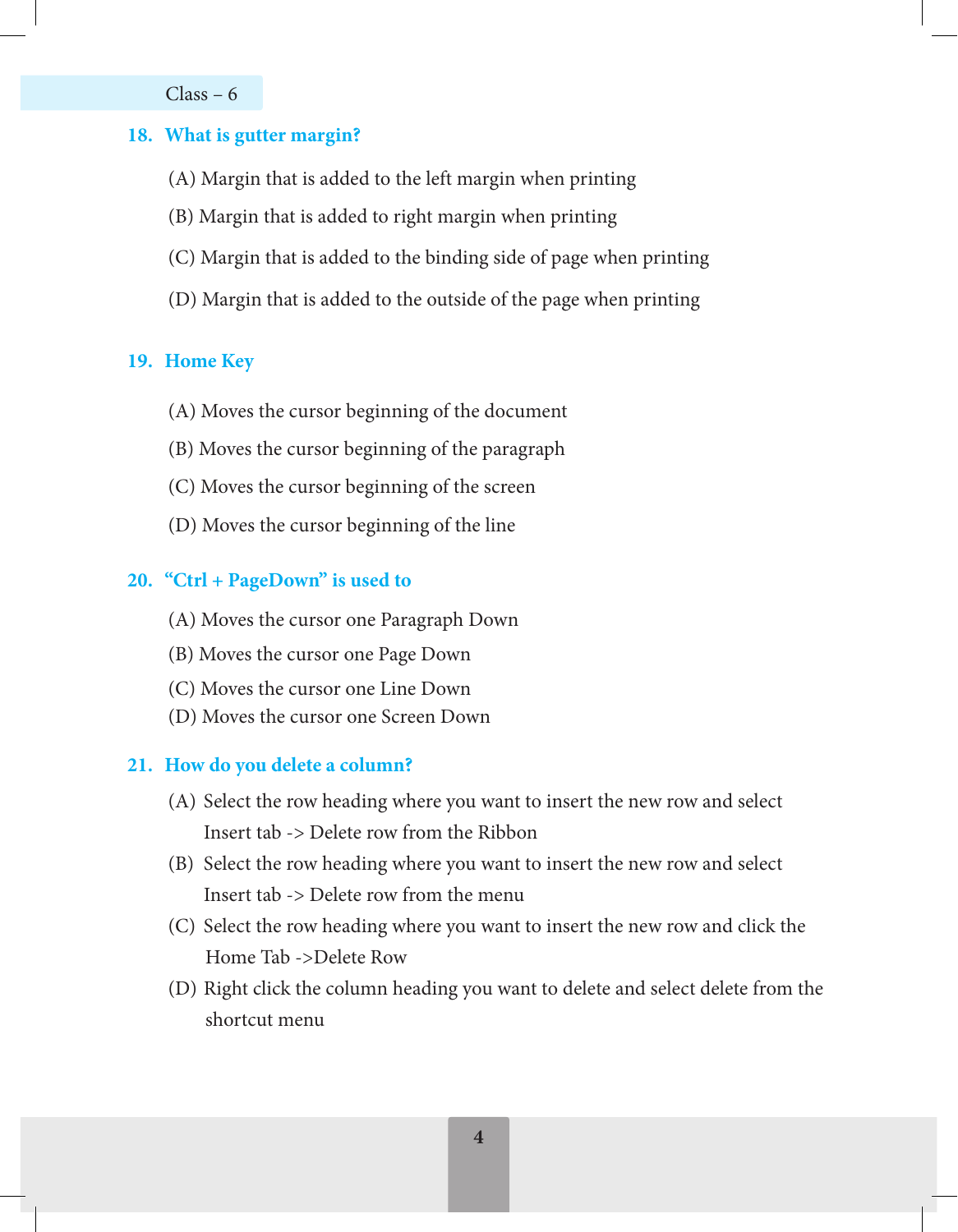**18. What is gutter margin?**

(A) Margin that is added to the left margin when printing

(B) Margin that is added to right margin when printing

(C) Margin that is added to the binding side of page when printing

(D) Margin that is added to the outside of the page when printing

**19. Home Key**

(A) Moves the cursor beginning of the document

(B) Moves the cursor beginning of the paragraph

(C) Moves the cursor beginning of the screen

(D) Moves the cursor beginning of the line

**20. "Ctrl + PageDown" is used to**

(A) Moves the cursor one Paragraph Down

(B) Moves the cursor one Page Down

(C) Moves the cursor one Line Down

(D) Moves the cursor one Screen Down

**21. How do you delete a column?**

(A) Select the row heading where you want to insert the new row and select Insert tab -> Delete row from the Ribbon

(B) Select the row heading where you want to insert the new row and select Insert tab -> Delete row from the menu

(C) Select the row heading where you want to insert the new row and click the Home Tab ->Delete Row

(D) Right click the column heading you want to delete and select delete from the shortcut menu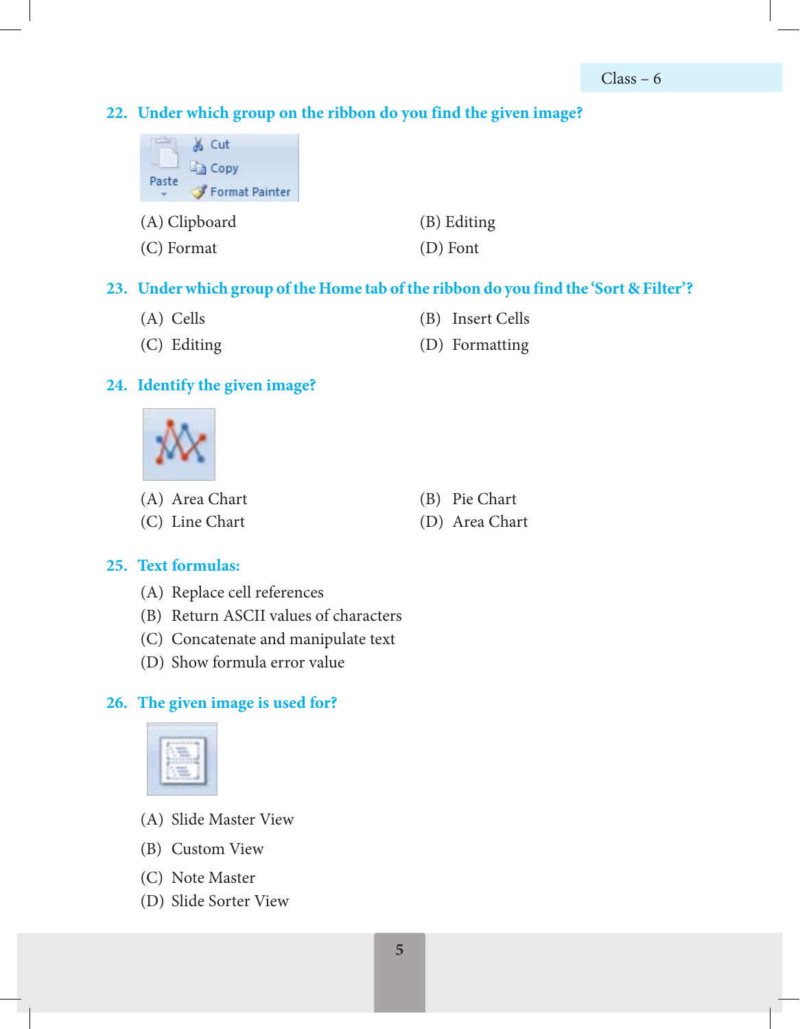**22. Under which group on the ribbon do you find the given image?**

(A) Clipboard
(B) Editing
(C) Format
(D) Font

**23. Under which group of the Home tab of the ribbon do you find the 'Sort & Filter'?**

(A) Cells
(B) Insert Cells
(C) Editing
(D) Formatting

**24. Identify the given image?**

(A) Area Chart
(B) Pie Chart
(C) Line Chart
(D) Area Chart

**25. Text formulas:**

(A) Replace cell references
(B) Return ASCII values of characters
(C) Concatenate and manipulate text
(D) Show formula error value

**26. The given image is used for?**

(A) Slide Master View
(B) Custom View
(C) Note Master
(D) Slide Sorter View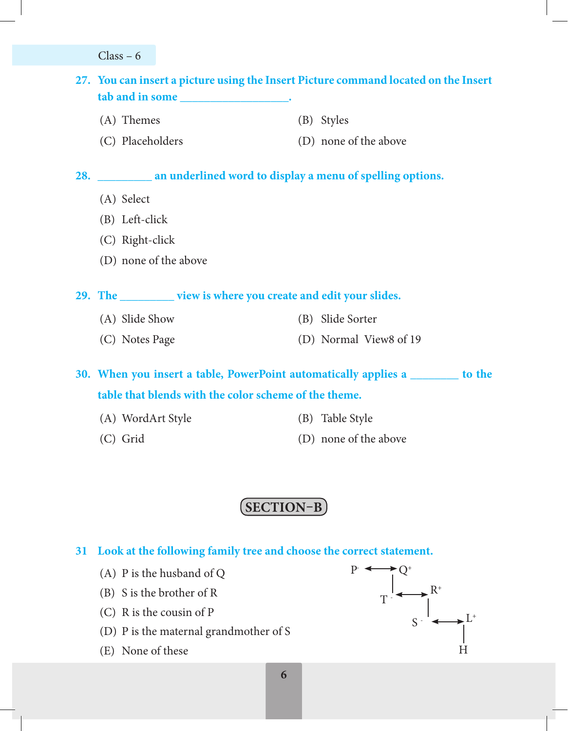27. **You can insert a picture using the Insert Picture command located on the Insert tab and in some ___________________.**

(A) Themes
(B) Styles
(C) Placeholders
(D) none of the above

28. **_________ an underlined word to display a menu of spelling options.**

(A) Select
(B) Left-click
(C) Right-click
(D) none of the above

29. **The _________ view is where you create and edit your slides.**

(A) Slide Show
(B) Slide Sorter
(C) Notes Page
(D) Normal View8 of 19

30. **When you insert a table, PowerPoint automatically applies a ________ to the table that blends with the color scheme of the theme.**

(A) WordArt Style
(B) Table Style
(C) Grid
(D) none of the above

## SECTION–B

31 **Look at the following family tree and choose the correct statement.**

(A) P is the husband of Q
(B) S is the brother of R
(C) R is the cousin of P
(D) P is the maternal grandmother of S
(E) None of these

$P^- \leftrightarrow Q^+$
$T^- \leftrightarrow R^+$
$S^- \leftrightarrow L^+$
H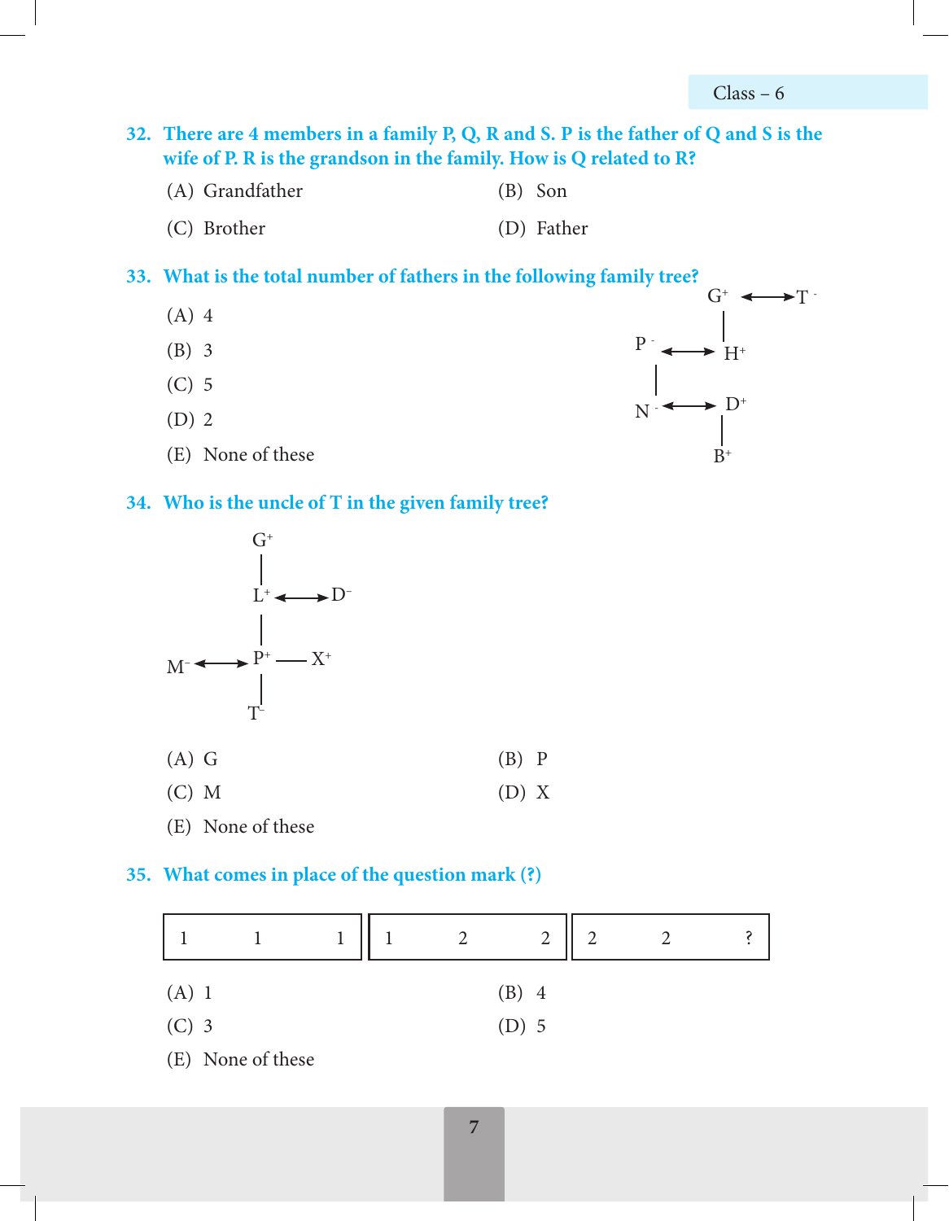**32. There are 4 members in a family P, Q, R and S. P is the father of Q and S is the wife of P. R is the grandson in the family. How is Q related to R?**

(A) Grandfather  (B) Son

(C) Brother  (D) Father

**33. What is the total number of fathers in the following family tree?**

```
                 G+ ←——→ T-
                 |
        P- ←——→ H+
        |
        N- ←——→ D+
                 |
                 B+
```

(A) 4

(B) 3

(C) 5

(D) 2

(E) None of these

**34. Who is the uncle of T in the given family tree?**

```
            G+
            |
            L+ ←——→ D-
            |
  M- ←——→ P+ —— X+
            |
            T-
```

(A) G  (B) P

(C) M  (D) X

(E) None of these

**35. What comes in place of the question mark (?)**

| 1 | 1 | 1 |
|---|---|---|

| 1 | 2 | 2 |
|---|---|---|

| 2 | 2 | ? |
|---|---|---|

(A) 1  (B) 4

(C) 3  (D) 5

(E) None of these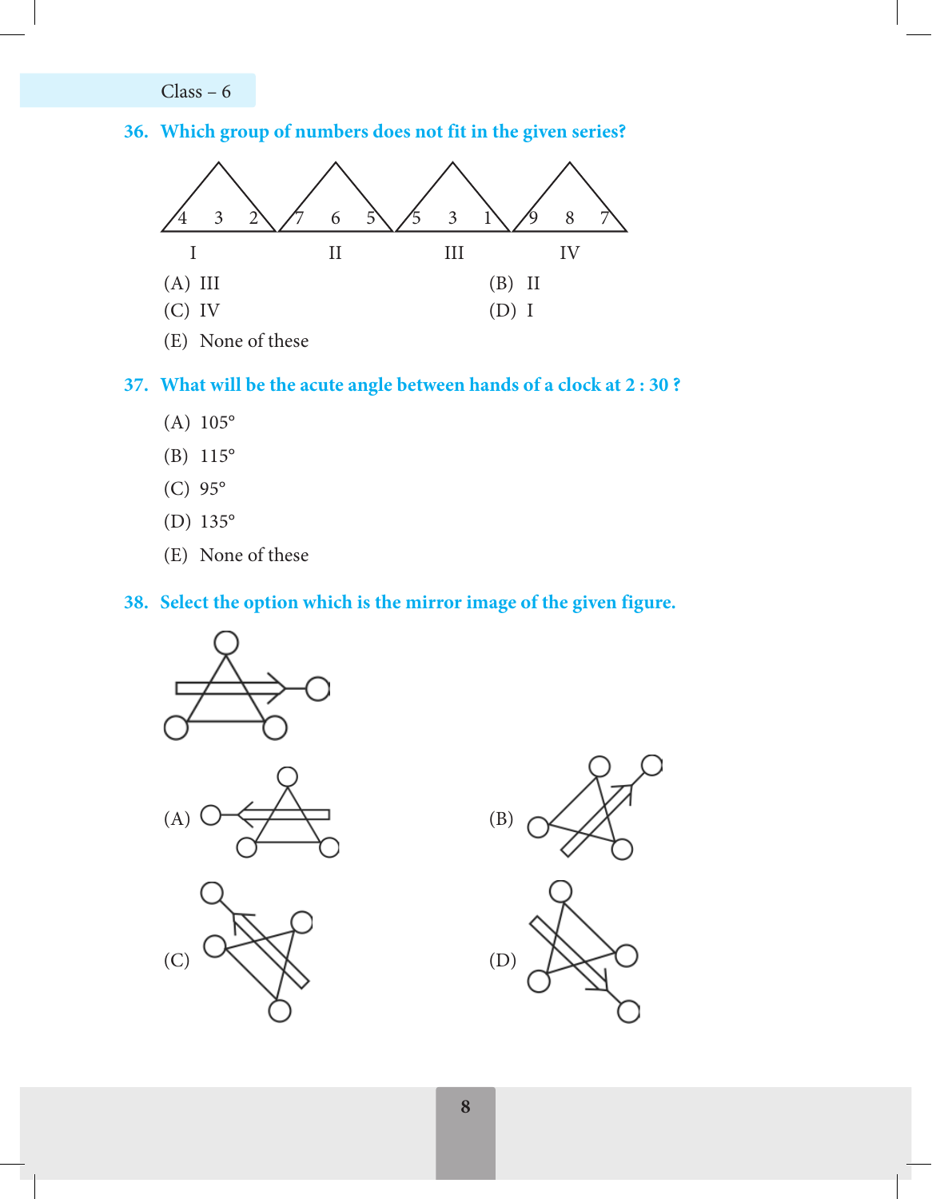**36. Which group of numbers does not fit in the given series?**

| I | II | III | IV |
|---|---|---|---|
| 4 3 2 | 7 6 5 | 5 3 1 | 9 8 7 |

(A) III

(B) II

(C) IV

(D) I

(E) None of these

**37. What will be the acute angle between hands of a clock at 2 : 30 ?**

(A) 105°

(B) 115°

(C) 95°

(D) 135°

(E) None of these

**38. Select the option which is the mirror image of the given figure.**

(A)

(B)

(C)

(D)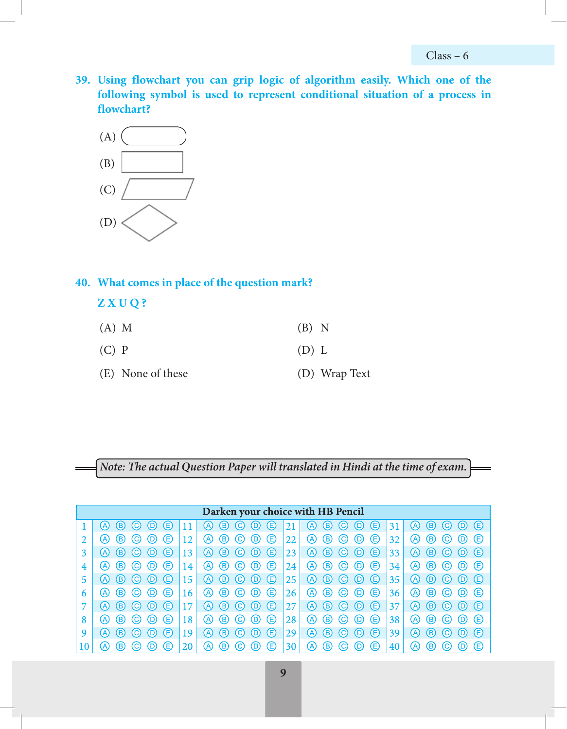Class – 6

**39. Using flowchart you can grip logic of algorithm easily. Which one of the following symbol is used to represent conditional situation of a process in flowchart?**

(A)

(B)

(C)

(D)

**40. What comes in place of the question mark?**

**Z X U Q ?**

(A) M

(B) N

(C) P

(D) L

(E) None of these

(D) Wrap Text

*Note: The actual Question Paper will translated in Hindi at the time of exam.*

| Darken your choice with HB Pencil | | | | | | | |
|---|---|---|---|---|---|---|---|
| 1 | Ⓐ Ⓑ Ⓒ Ⓓ Ⓔ | 11 | Ⓐ Ⓑ Ⓒ Ⓓ Ⓔ | 21 | Ⓐ Ⓑ Ⓒ Ⓓ Ⓔ | 31 | Ⓐ Ⓑ Ⓒ Ⓓ Ⓔ |
| 2 | Ⓐ Ⓑ Ⓒ Ⓓ Ⓔ | 12 | Ⓐ Ⓑ Ⓒ Ⓓ Ⓔ | 22 | Ⓐ Ⓑ Ⓒ Ⓓ Ⓔ | 32 | Ⓐ Ⓑ Ⓒ Ⓓ Ⓔ |
| 3 | Ⓐ Ⓑ Ⓒ Ⓓ Ⓔ | 13 | Ⓐ Ⓑ Ⓒ Ⓓ Ⓔ | 23 | Ⓐ Ⓑ Ⓒ Ⓓ Ⓔ | 33 | Ⓐ Ⓑ Ⓒ Ⓓ Ⓔ |
| 4 | Ⓐ Ⓑ Ⓒ Ⓓ Ⓔ | 14 | Ⓐ Ⓑ Ⓒ Ⓓ Ⓔ | 24 | Ⓐ Ⓑ Ⓒ Ⓓ Ⓔ | 34 | Ⓐ Ⓑ Ⓒ Ⓓ Ⓔ |
| 5 | Ⓐ Ⓑ Ⓒ Ⓓ Ⓔ | 15 | Ⓐ Ⓑ Ⓒ Ⓓ Ⓔ | 25 | Ⓐ Ⓑ Ⓒ Ⓓ Ⓔ | 35 | Ⓐ Ⓑ Ⓒ Ⓓ Ⓔ |
| 6 | Ⓐ Ⓑ Ⓒ Ⓓ Ⓔ | 16 | Ⓐ Ⓑ Ⓒ Ⓓ Ⓔ | 26 | Ⓐ Ⓑ Ⓒ Ⓓ Ⓔ | 36 | Ⓐ Ⓑ Ⓒ Ⓓ Ⓔ |
| 7 | Ⓐ Ⓑ Ⓒ Ⓓ Ⓔ | 17 | Ⓐ Ⓑ Ⓒ Ⓓ Ⓔ | 27 | Ⓐ Ⓑ Ⓒ Ⓓ Ⓔ | 37 | Ⓐ Ⓑ Ⓒ Ⓓ Ⓔ |
| 8 | Ⓐ Ⓑ Ⓒ Ⓓ Ⓔ | 18 | Ⓐ Ⓑ Ⓒ Ⓓ Ⓔ | 28 | Ⓐ Ⓑ Ⓒ Ⓓ Ⓔ | 38 | Ⓐ Ⓑ Ⓒ Ⓓ Ⓔ |
| 9 | Ⓐ Ⓑ Ⓒ Ⓓ Ⓔ | 19 | Ⓐ Ⓑ Ⓒ Ⓓ Ⓔ | 29 | Ⓐ Ⓑ Ⓒ Ⓓ Ⓔ | 39 | Ⓐ Ⓑ Ⓒ Ⓓ Ⓔ |
| 10 | Ⓐ Ⓑ Ⓒ Ⓓ Ⓔ | 20 | Ⓐ Ⓑ Ⓒ Ⓓ Ⓔ | 30 | Ⓐ Ⓑ Ⓒ Ⓓ Ⓔ | 40 | Ⓐ Ⓑ Ⓒ Ⓓ Ⓔ |